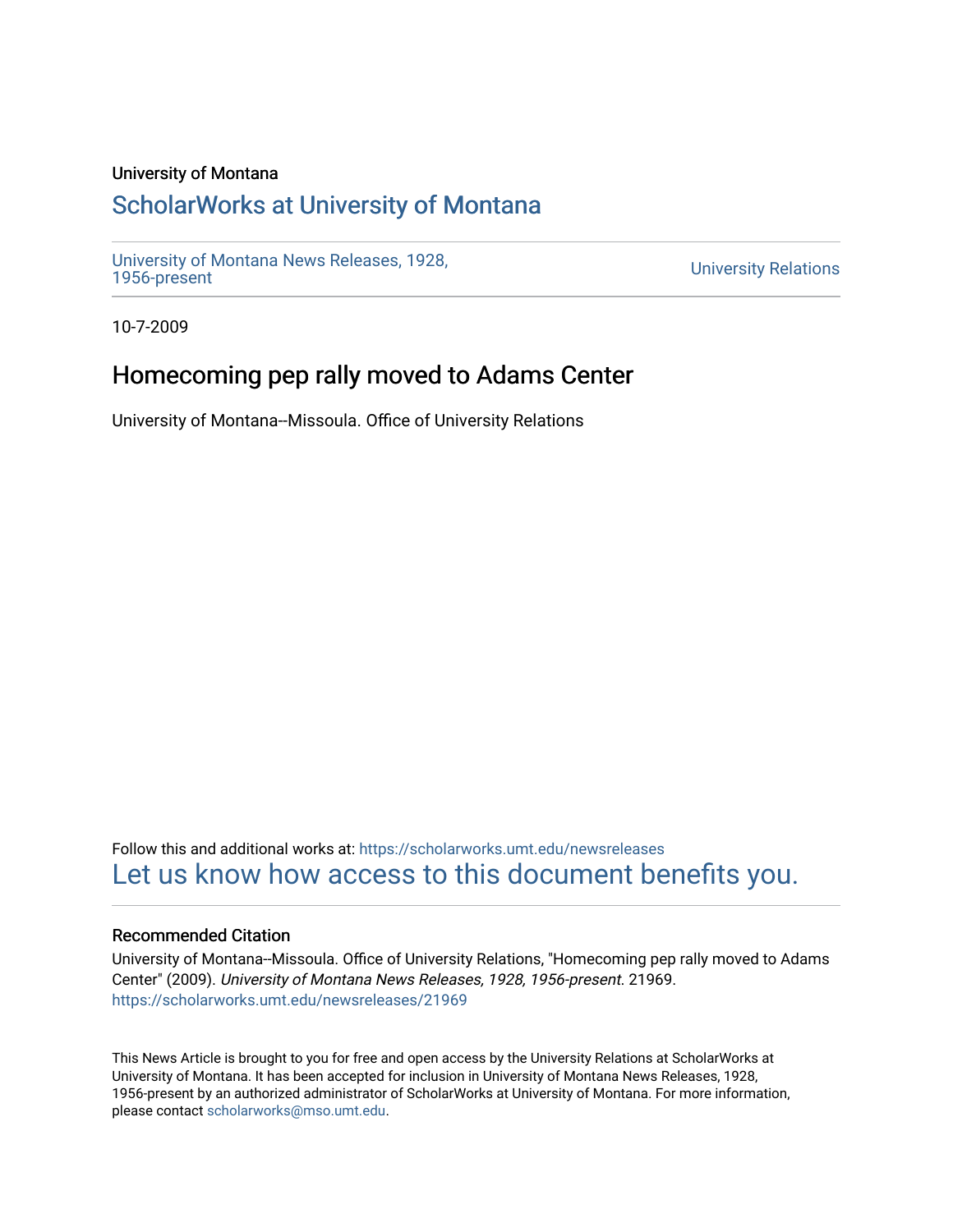University of Montana

# ScholarWorks at University of Montana

University of Montana News Releases, 1928, 1956-present

University Relations

10-7-2009

## Homecoming pep rally moved to Adams Center

University of Montana--Missoula. Office of University Relations

Follow this and additional works at: https://scholarworks.umt.edu/newsreleases

Let us know how access to this document benefits you.

### Recommended Citation

University of Montana--Missoula. Office of University Relations, "Homecoming pep rally moved to Adams Center" (2009). *University of Montana News Releases, 1928, 1956-present*. 21969.
https://scholarworks.umt.edu/newsreleases/21969

This News Article is brought to you for free and open access by the University Relations at ScholarWorks at University of Montana. It has been accepted for inclusion in University of Montana News Releases, 1928, 1956-present by an authorized administrator of ScholarWorks at University of Montana. For more information, please contact scholarworks@mso.umt.edu.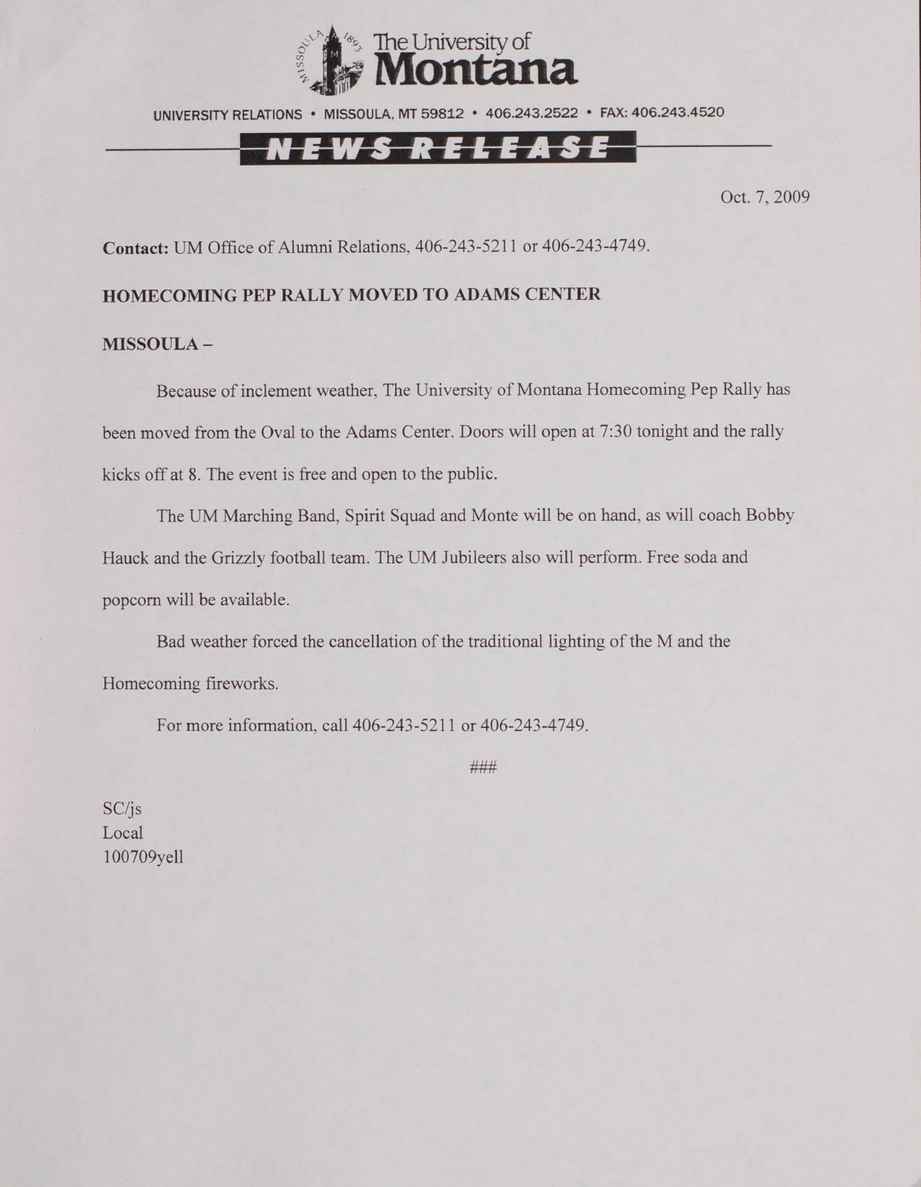The University of Montana

UNIVERSITY RELATIONS • MISSOULA, MT 59812 • 406.243.2522 • FAX: 406.243.4520

NEWS RELEASE

Oct. 7, 2009

**Contact:** UM Office of Alumni Relations, 406-243-5211 or 406-243-4749.

**HOMECOMING PEP RALLY MOVED TO ADAMS CENTER**

**MISSOULA –**

Because of inclement weather, The University of Montana Homecoming Pep Rally has been moved from the Oval to the Adams Center. Doors will open at 7:30 tonight and the rally kicks off at 8. The event is free and open to the public.

The UM Marching Band, Spirit Squad and Monte will be on hand, as will coach Bobby Hauck and the Grizzly football team. The UM Jubileers also will perform. Free soda and popcorn will be available.

Bad weather forced the cancellation of the traditional lighting of the M and the Homecoming fireworks.

For more information, call 406-243-5211 or 406-243-4749.

###

SC/js
Local
100709yell